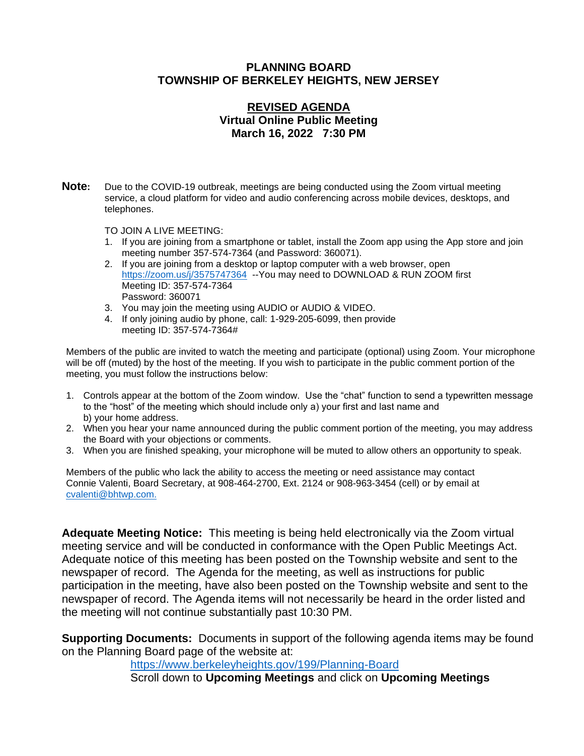# PLANNING BOARD
# TOWNSHIP OF BERKELEY HEIGHTS, NEW JERSEY

## REVISED AGENDA
## Virtual Online Public Meeting
## March 16, 2022 7:30 PM

**Note:** Due to the COVID-19 outbreak, meetings are being conducted using the Zoom virtual meeting service, a cloud platform for video and audio conferencing across mobile devices, desktops, and telephones.

TO JOIN A LIVE MEETING:

1. If you are joining from a smartphone or tablet, install the Zoom app using the App store and join meeting number 357-574-7364 (and Password: 360071).
2. If you are joining from a desktop or laptop computer with a web browser, open https://zoom.us/j/3575747364 --You may need to DOWNLOAD & RUN ZOOM first
   Meeting ID: 357-574-7364
   Password: 360071
3. You may join the meeting using AUDIO or AUDIO & VIDEO.
4. If only joining audio by phone, call: 1-929-205-6099, then provide meeting ID: 357-574-7364#

Members of the public are invited to watch the meeting and participate (optional) using Zoom. Your microphone will be off (muted) by the host of the meeting. If you wish to participate in the public comment portion of the meeting, you must follow the instructions below:

1. Controls appear at the bottom of the Zoom window. Use the "chat" function to send a typewritten message to the "host" of the meeting which should include only a) your first and last name and b) your home address.
2. When you hear your name announced during the public comment portion of the meeting, you may address the Board with your objections or comments.
3. When you are finished speaking, your microphone will be muted to allow others an opportunity to speak.

Members of the public who lack the ability to access the meeting or need assistance may contact Connie Valenti, Board Secretary, at 908-464-2700, Ext. 2124 or 908-963-3454 (cell) or by email at cvalenti@bhtwp.com.

**Adequate Meeting Notice:** This meeting is being held electronically via the Zoom virtual meeting service and will be conducted in conformance with the Open Public Meetings Act. Adequate notice of this meeting has been posted on the Township website and sent to the newspaper of record. The Agenda for the meeting, as well as instructions for public participation in the meeting, have also been posted on the Township website and sent to the newspaper of record. The Agenda items will not necessarily be heard in the order listed and the meeting will not continue substantially past 10:30 PM.

**Supporting Documents:** Documents in support of the following agenda items may be found on the Planning Board page of the website at:

https://www.berkeleyheights.gov/199/Planning-Board
Scroll down to **Upcoming Meetings** and click on **Upcoming Meetings**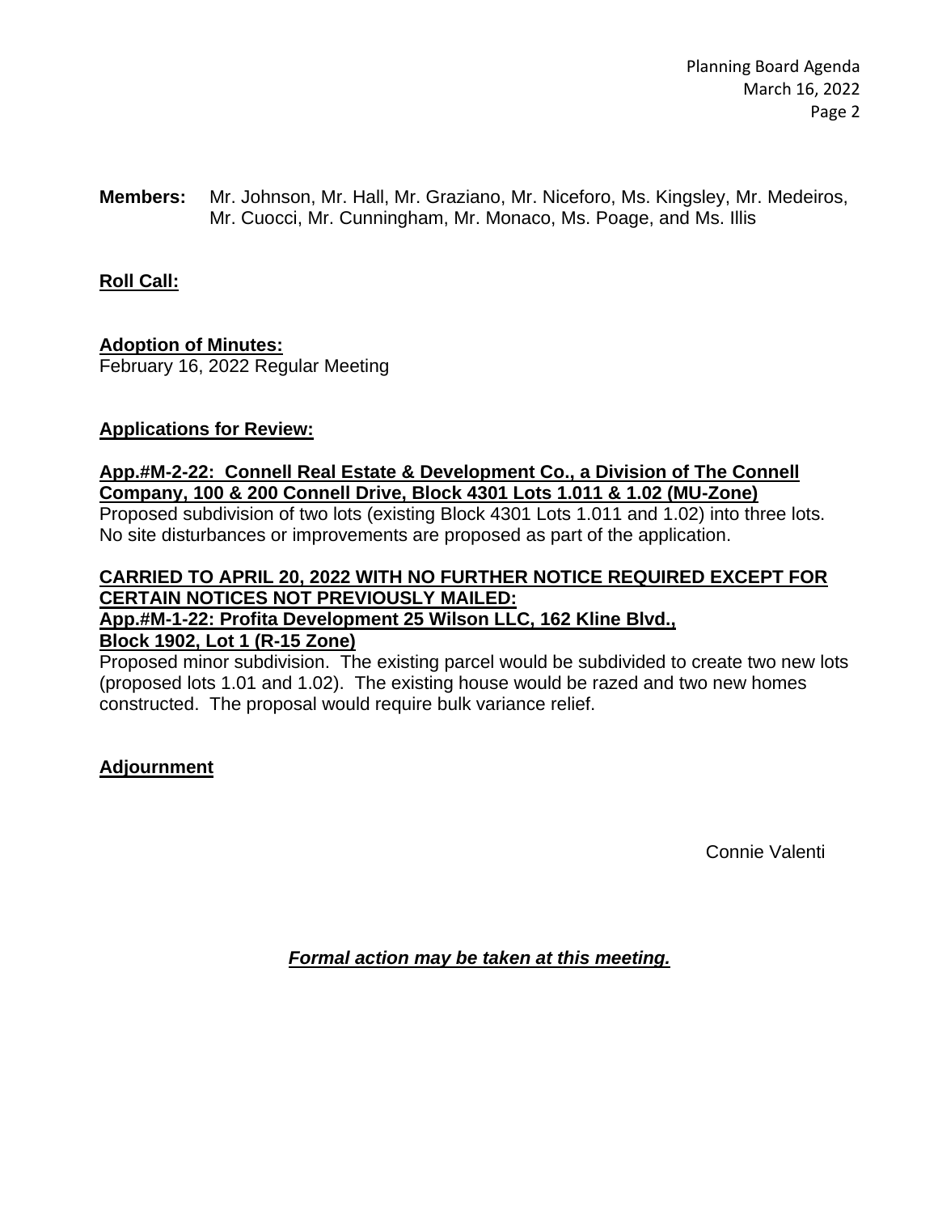**Members:** Mr. Johnson, Mr. Hall, Mr. Graziano, Mr. Niceforo, Ms. Kingsley, Mr. Medeiros, Mr. Cuocci, Mr. Cunningham, Mr. Monaco, Ms. Poage, and Ms. Illis

**Roll Call:**

**Adoption of Minutes:**
February 16, 2022 Regular Meeting

**Applications for Review:**

**App.#M-2-22: Connell Real Estate & Development Co., a Division of The Connell Company, 100 & 200 Connell Drive, Block 4301 Lots 1.011 & 1.02 (MU-Zone)**
Proposed subdivision of two lots (existing Block 4301 Lots 1.011 and 1.02) into three lots. No site disturbances or improvements are proposed as part of the application.

**CARRIED TO APRIL 20, 2022 WITH NO FURTHER NOTICE REQUIRED EXCEPT FOR CERTAIN NOTICES NOT PREVIOUSLY MAILED:**
**App.#M-1-22: Profita Development 25 Wilson LLC, 162 Kline Blvd., Block 1902, Lot 1 (R-15 Zone)**
Proposed minor subdivision. The existing parcel would be subdivided to create two new lots (proposed lots 1.01 and 1.02). The existing house would be razed and two new homes constructed. The proposal would require bulk variance relief.

**Adjournment**

Connie Valenti

***Formal action may be taken at this meeting.***